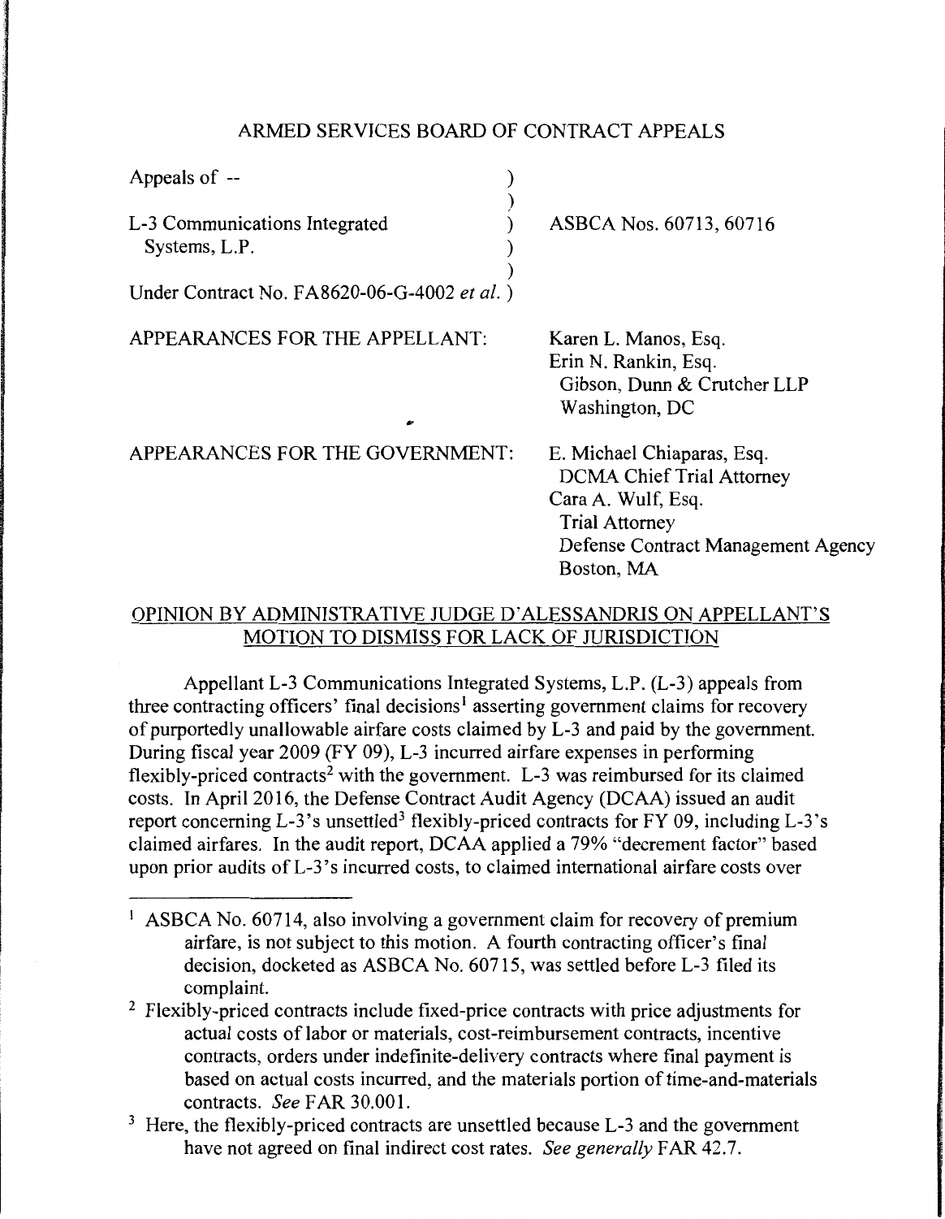ARMED SERVICES BOARD OF CONTRACT APPEALS

| | |
|---|---|
| Appeals of -- | |
| L-3 Communications Integrated Systems, L.P. | ASBCA Nos. 60713, 60716 |
| Under Contract No. FA8620-06-G-4002 *et al.* | |

APPEARANCES FOR THE APPELLANT: Karen L. Manos, Esq.
Erin N. Rankin, Esq.
Gibson, Dunn & Crutcher LLP
Washington, DC

APPEARANCES FOR THE GOVERNMENT: E. Michael Chiaparas, Esq.
DCMA Chief Trial Attorney
Cara A. Wulf, Esq.
Trial Attorney
Defense Contract Management Agency
Boston, MA

OPINION BY ADMINISTRATIVE JUDGE D'ALESSANDRIS ON APPELLANT'S MOTION TO DISMISS FOR LACK OF JURISDICTION

Appellant L-3 Communications Integrated Systems, L.P. (L-3) appeals from three contracting officers' final decisions[1] asserting government claims for recovery of purportedly unallowable airfare costs claimed by L-3 and paid by the government. During fiscal year 2009 (FY 09), L-3 incurred airfare expenses in performing flexibly-priced contracts[2] with the government. L-3 was reimbursed for its claimed costs. In April 2016, the Defense Contract Audit Agency (DCAA) issued an audit report concerning L-3's unsettled[3] flexibly-priced contracts for FY 09, including L-3's claimed airfares. In the audit report, DCAA applied a 79% "decrement factor" based upon prior audits of L-3's incurred costs, to claimed international airfare costs over

---

[1] ASBCA No. 60714, also involving a government claim for recovery of premium airfare, is not subject to this motion. A fourth contracting officer's final decision, docketed as ASBCA No. 60715, was settled before L-3 filed its complaint.

[2] Flexibly-priced contracts include fixed-price contracts with price adjustments for actual costs of labor or materials, cost-reimbursement contracts, incentive contracts, orders under indefinite-delivery contracts where final payment is based on actual costs incurred, and the materials portion of time-and-materials contracts. *See* FAR 30.001.

[3] Here, the flexibly-priced contracts are unsettled because L-3 and the government have not agreed on final indirect cost rates. *See generally* FAR 42.7.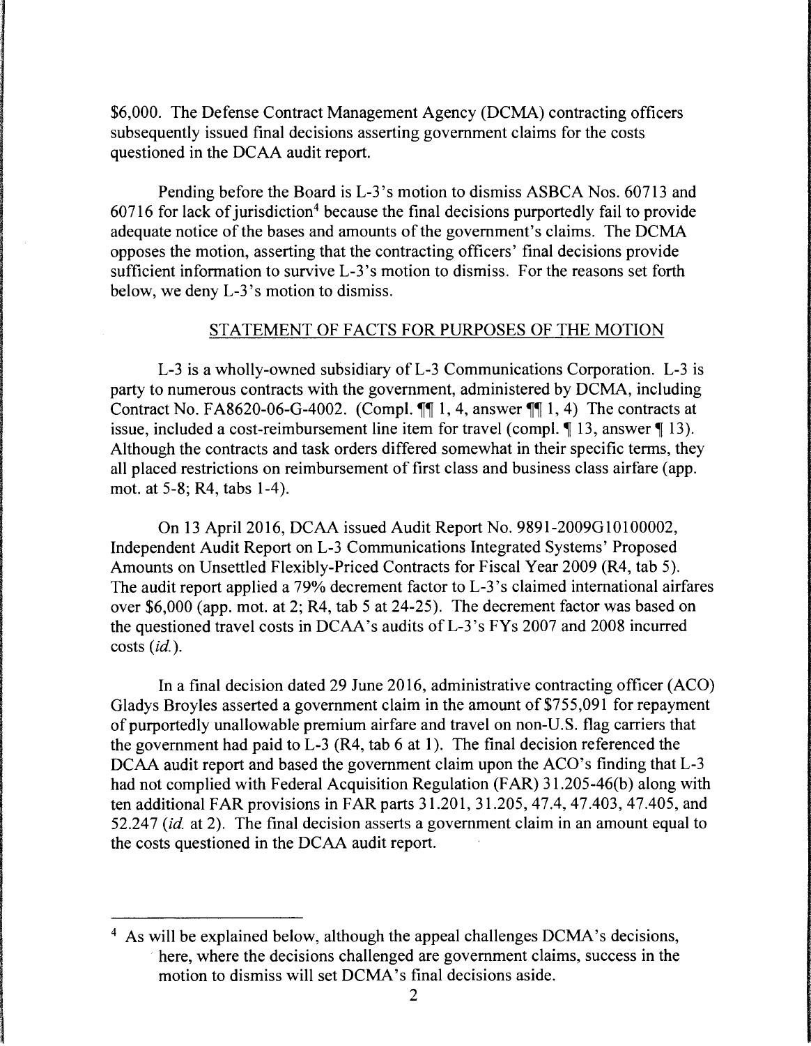$6,000. The Defense Contract Management Agency (DCMA) contracting officers subsequently issued final decisions asserting government claims for the costs questioned in the DCAA audit report.

Pending before the Board is L-3's motion to dismiss ASBCA Nos. 60713 and 60716 for lack of jurisdiction[4] because the final decisions purportedly fail to provide adequate notice of the bases and amounts of the government's claims. The DCMA opposes the motion, asserting that the contracting officers' final decisions provide sufficient information to survive L-3's motion to dismiss. For the reasons set forth below, we deny L-3's motion to dismiss.

## STATEMENT OF FACTS FOR PURPOSES OF THE MOTION

L-3 is a wholly-owned subsidiary of L-3 Communications Corporation. L-3 is party to numerous contracts with the government, administered by DCMA, including Contract No. FA8620-06-G-4002. (Compl. ¶¶ 1, 4, answer ¶¶ 1, 4) The contracts at issue, included a cost-reimbursement line item for travel (compl. ¶ 13, answer ¶ 13). Although the contracts and task orders differed somewhat in their specific terms, they all placed restrictions on reimbursement of first class and business class airfare (app. mot. at 5-8; R4, tabs 1-4).

On 13 April 2016, DCAA issued Audit Report No. 9891-2009G10100002, Independent Audit Report on L-3 Communications Integrated Systems' Proposed Amounts on Unsettled Flexibly-Priced Contracts for Fiscal Year 2009 (R4, tab 5). The audit report applied a 79% decrement factor to L-3's claimed international airfares over $6,000 (app. mot. at 2; R4, tab 5 at 24-25). The decrement factor was based on the questioned travel costs in DCAA's audits of L-3's FYs 2007 and 2008 incurred costs (*id.*).

In a final decision dated 29 June 2016, administrative contracting officer (ACO) Gladys Broyles asserted a government claim in the amount of $755,091 for repayment of purportedly unallowable premium airfare and travel on non-U.S. flag carriers that the government had paid to L-3 (R4, tab 6 at 1). The final decision referenced the DCAA audit report and based the government claim upon the ACO's finding that L-3 had not complied with Federal Acquisition Regulation (FAR) 31.205-46(b) along with ten additional FAR provisions in FAR parts 31.201, 31.205, 47.4, 47.403, 47.405, and 52.247 (*id.* at 2). The final decision asserts a government claim in an amount equal to the costs questioned in the DCAA audit report.

[4] As will be explained below, although the appeal challenges DCMA's decisions, here, where the decisions challenged are government claims, success in the motion to dismiss will set DCMA's final decisions aside.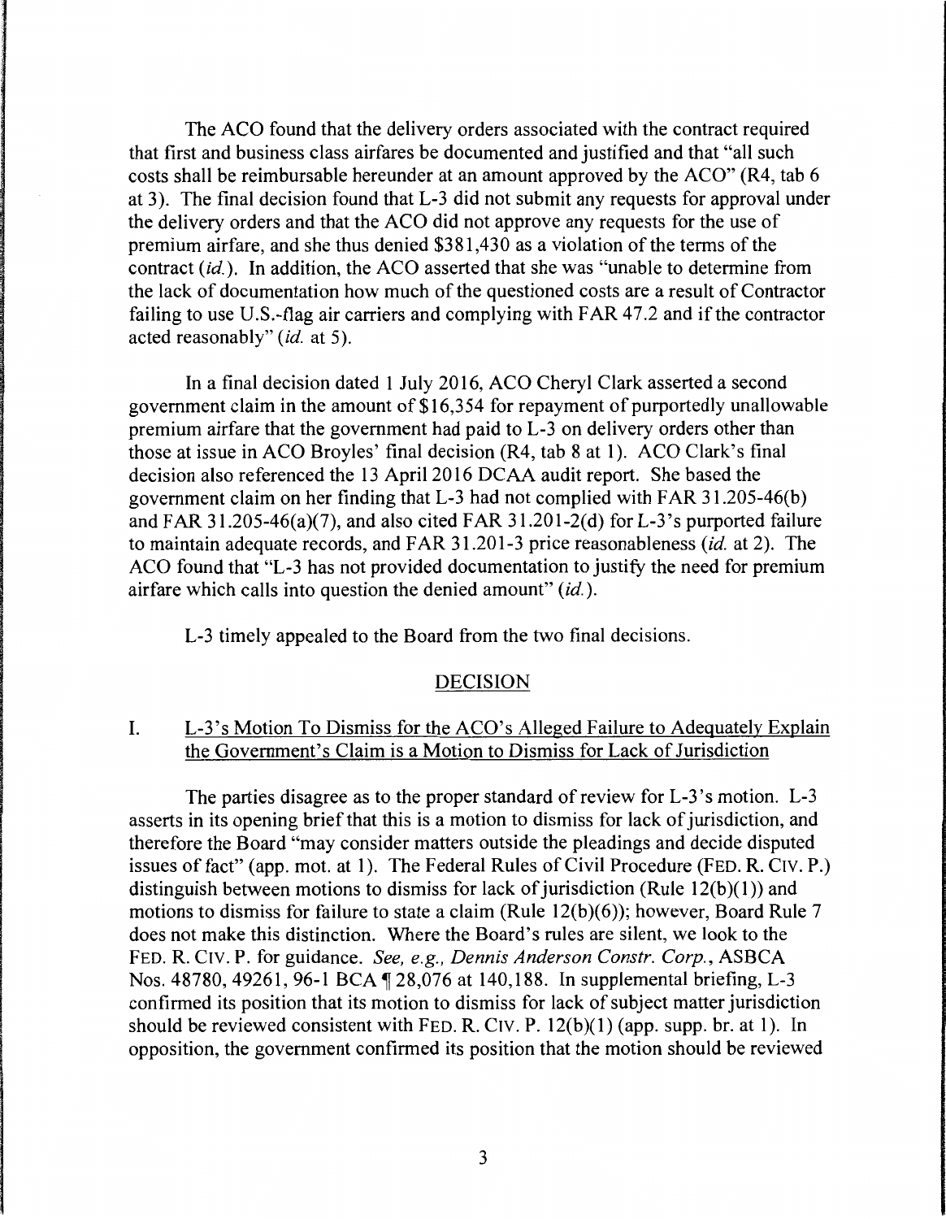The ACO found that the delivery orders associated with the contract required that first and business class airfares be documented and justified and that "all such costs shall be reimbursable hereunder at an amount approved by the ACO" (R4, tab 6 at 3). The final decision found that L-3 did not submit any requests for approval under the delivery orders and that the ACO did not approve any requests for the use of premium airfare, and she thus denied $381,430 as a violation of the terms of the contract (*id.*). In addition, the ACO asserted that she was "unable to determine from the lack of documentation how much of the questioned costs are a result of Contractor failing to use U.S.-flag air carriers and complying with FAR 47.2 and if the contractor acted reasonably" (*id.* at 5).

In a final decision dated 1 July 2016, ACO Cheryl Clark asserted a second government claim in the amount of $16,354 for repayment of purportedly unallowable premium airfare that the government had paid to L-3 on delivery orders other than those at issue in ACO Broyles' final decision (R4, tab 8 at 1). ACO Clark's final decision also referenced the 13 April 2016 DCAA audit report. She based the government claim on her finding that L-3 had not complied with FAR 31.205-46(b) and FAR 31.205-46(a)(7), and also cited FAR 31.201-2(d) for L-3's purported failure to maintain adequate records, and FAR 31.201-3 price reasonableness (*id.* at 2). The ACO found that "L-3 has not provided documentation to justify the need for premium airfare which calls into question the denied amount" (*id.*).

L-3 timely appealed to the Board from the two final decisions.

## DECISION

### I. L-3's Motion To Dismiss for the ACO's Alleged Failure to Adequately Explain the Government's Claim is a Motion to Dismiss for Lack of Jurisdiction

The parties disagree as to the proper standard of review for L-3's motion. L-3 asserts in its opening brief that this is a motion to dismiss for lack of jurisdiction, and therefore the Board "may consider matters outside the pleadings and decide disputed issues of fact" (app. mot. at 1). The Federal Rules of Civil Procedure (FED. R. CIV. P.) distinguish between motions to dismiss for lack of jurisdiction (Rule 12(b)(1)) and motions to dismiss for failure to state a claim (Rule 12(b)(6)); however, Board Rule 7 does not make this distinction. Where the Board's rules are silent, we look to the FED. R. CIV. P. for guidance. *See, e.g., Dennis Anderson Constr. Corp.*, ASBCA Nos. 48780, 49261, 96-1 BCA ¶ 28,076 at 140,188. In supplemental briefing, L-3 confirmed its position that its motion to dismiss for lack of subject matter jurisdiction should be reviewed consistent with FED. R. CIV. P. 12(b)(1) (app. supp. br. at 1). In opposition, the government confirmed its position that the motion should be reviewed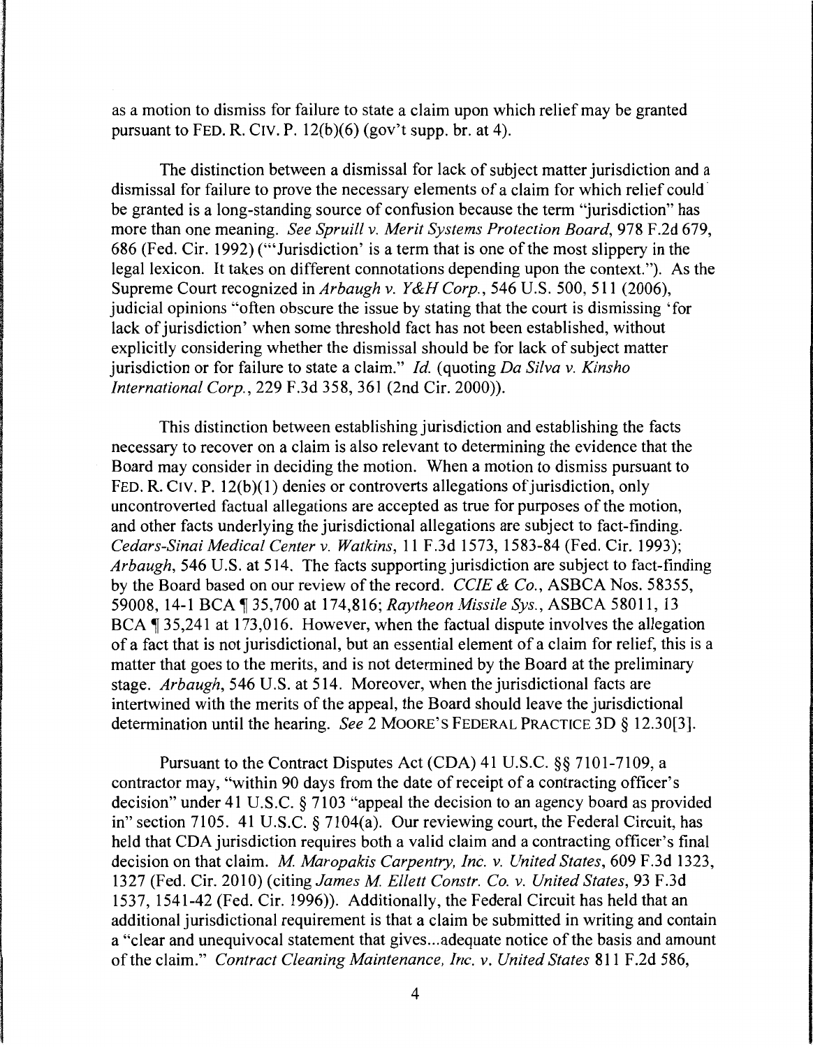as a motion to dismiss for failure to state a claim upon which relief may be granted pursuant to FED. R. CIV. P. 12(b)(6) (gov't supp. br. at 4).

The distinction between a dismissal for lack of subject matter jurisdiction and a dismissal for failure to prove the necessary elements of a claim for which relief could be granted is a long-standing source of confusion because the term "jurisdiction" has more than one meaning. *See Spruill v. Merit Systems Protection Board*, 978 F.2d 679, 686 (Fed. Cir. 1992) ("'Jurisdiction' is a term that is one of the most slippery in the legal lexicon. It takes on different connotations depending upon the context."). As the Supreme Court recognized in *Arbaugh v. Y&H Corp.*, 546 U.S. 500, 511 (2006), judicial opinions "often obscure the issue by stating that the court is dismissing 'for lack of jurisdiction' when some threshold fact has not been established, without explicitly considering whether the dismissal should be for lack of subject matter jurisdiction or for failure to state a claim." *Id.* (quoting *Da Silva v. Kinsho International Corp.*, 229 F.3d 358, 361 (2nd Cir. 2000)).

This distinction between establishing jurisdiction and establishing the facts necessary to recover on a claim is also relevant to determining the evidence that the Board may consider in deciding the motion. When a motion to dismiss pursuant to FED. R. CIV. P. 12(b)(1) denies or controverts allegations of jurisdiction, only uncontroverted factual allegations are accepted as true for purposes of the motion, and other facts underlying the jurisdictional allegations are subject to fact-finding. *Cedars-Sinai Medical Center v. Watkins*, 11 F.3d 1573, 1583-84 (Fed. Cir. 1993); *Arbaugh*, 546 U.S. at 514. The facts supporting jurisdiction are subject to fact-finding by the Board based on our review of the record. *CCIE & Co.*, ASBCA Nos. 58355, 59008, 14-1 BCA ¶ 35,700 at 174,816; *Raytheon Missile Sys.*, ASBCA 58011, 13 BCA ¶ 35,241 at 173,016. However, when the factual dispute involves the allegation of a fact that is not jurisdictional, but an essential element of a claim for relief, this is a matter that goes to the merits, and is not determined by the Board at the preliminary stage. *Arbaugh*, 546 U.S. at 514. Moreover, when the jurisdictional facts are intertwined with the merits of the appeal, the Board should leave the jurisdictional determination until the hearing. *See* 2 MOORE'S FEDERAL PRACTICE 3D § 12.30[3].

Pursuant to the Contract Disputes Act (CDA) 41 U.S.C. §§ 7101-7109, a contractor may, "within 90 days from the date of receipt of a contracting officer's decision" under 41 U.S.C. § 7103 "appeal the decision to an agency board as provided in" section 7105. 41 U.S.C. § 7104(a). Our reviewing court, the Federal Circuit, has held that CDA jurisdiction requires both a valid claim and a contracting officer's final decision on that claim. *M. Maropakis Carpentry, Inc. v. United States*, 609 F.3d 1323, 1327 (Fed. Cir. 2010) (citing *James M. Ellett Constr. Co. v. United States*, 93 F.3d 1537, 1541-42 (Fed. Cir. 1996)). Additionally, the Federal Circuit has held that an additional jurisdictional requirement is that a claim be submitted in writing and contain a "clear and unequivocal statement that gives...adequate notice of the basis and amount of the claim." *Contract Cleaning Maintenance, Inc. v. United States* 811 F.2d 586,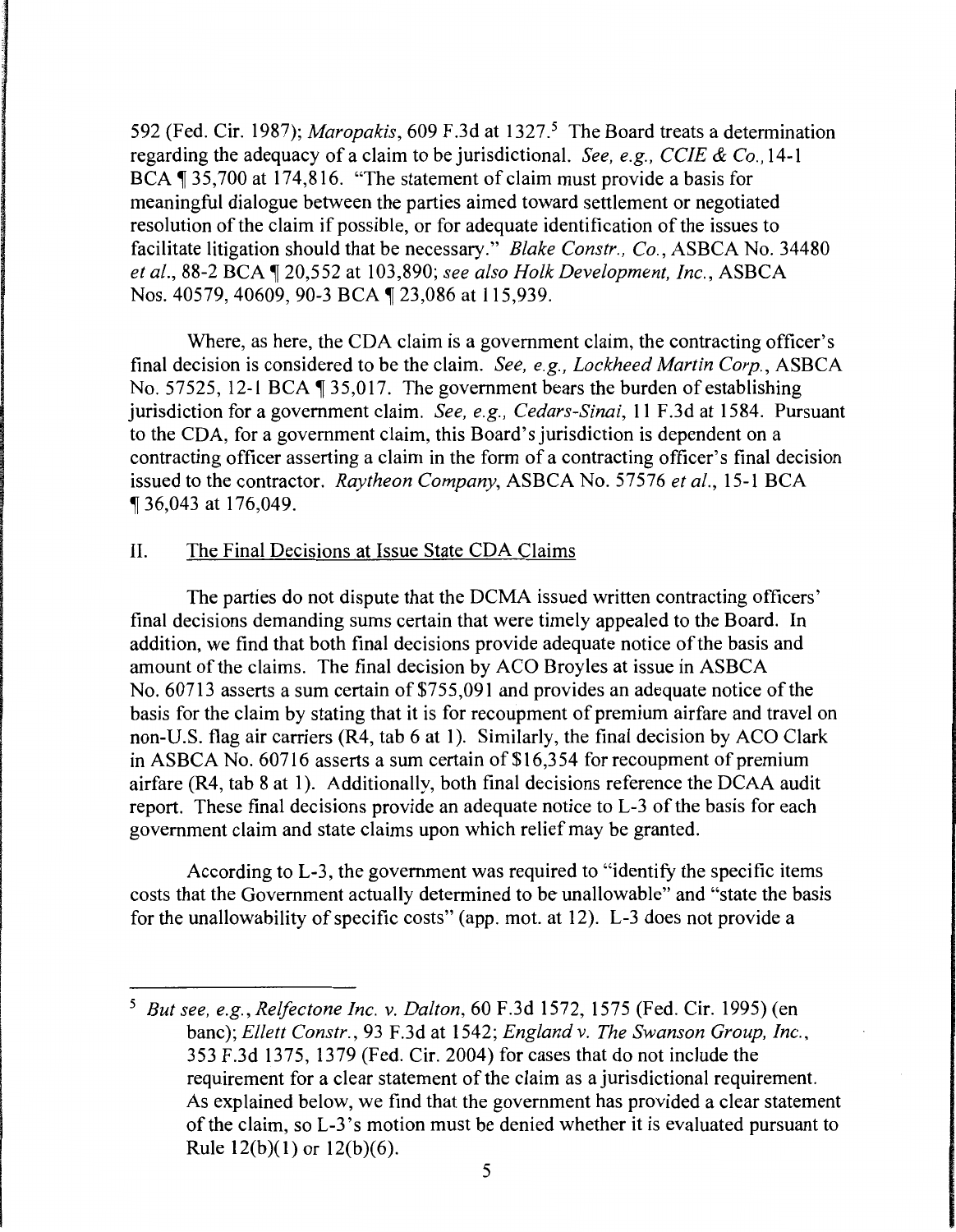592 (Fed. Cir. 1987); *Maropakis*, 609 F.3d at 1327.[5] The Board treats a determination regarding the adequacy of a claim to be jurisdictional. *See, e.g., CCIE & Co.,* 14-1 BCA ¶ 35,700 at 174,816. "The statement of claim must provide a basis for meaningful dialogue between the parties aimed toward settlement or negotiated resolution of the claim if possible, or for adequate identification of the issues to facilitate litigation should that be necessary." *Blake Constr., Co.*, ASBCA No. 34480 *et al.*, 88-2 BCA ¶ 20,552 at 103,890; *see also Holk Development, Inc.*, ASBCA Nos. 40579, 40609, 90-3 BCA ¶ 23,086 at 115,939.

Where, as here, the CDA claim is a government claim, the contracting officer's final decision is considered to be the claim. *See, e.g., Lockheed Martin Corp.*, ASBCA No. 57525, 12-1 BCA ¶ 35,017. The government bears the burden of establishing jurisdiction for a government claim. *See, e.g., Cedars-Sinai*, 11 F.3d at 1584. Pursuant to the CDA, for a government claim, this Board's jurisdiction is dependent on a contracting officer asserting a claim in the form of a contracting officer's final decision issued to the contractor. *Raytheon Company*, ASBCA No. 57576 *et al.*, 15-1 BCA ¶ 36,043 at 176,049.

## II. The Final Decisions at Issue State CDA Claims

The parties do not dispute that the DCMA issued written contracting officers' final decisions demanding sums certain that were timely appealed to the Board. In addition, we find that both final decisions provide adequate notice of the basis and amount of the claims. The final decision by ACO Broyles at issue in ASBCA No. 60713 asserts a sum certain of $755,091 and provides an adequate notice of the basis for the claim by stating that it is for recoupment of premium airfare and travel on non-U.S. flag air carriers (R4, tab 6 at 1). Similarly, the final decision by ACO Clark in ASBCA No. 60716 asserts a sum certain of $16,354 for recoupment of premium airfare (R4, tab 8 at 1). Additionally, both final decisions reference the DCAA audit report. These final decisions provide an adequate notice to L-3 of the basis for each government claim and state claims upon which relief may be granted.

According to L-3, the government was required to "identify the specific items costs that the Government actually determined to be unallowable" and "state the basis for the unallowability of specific costs" (app. mot. at 12). L-3 does not provide a

[5] *But see, e.g., Relfectone Inc. v. Dalton*, 60 F.3d 1572, 1575 (Fed. Cir. 1995) (en banc); *Ellett Constr.*, 93 F.3d at 1542; *England v. The Swanson Group, Inc.*, 353 F.3d 1375, 1379 (Fed. Cir. 2004) for cases that do not include the requirement for a clear statement of the claim as a jurisdictional requirement. As explained below, we find that the government has provided a clear statement of the claim, so L-3's motion must be denied whether it is evaluated pursuant to Rule 12(b)(1) or 12(b)(6).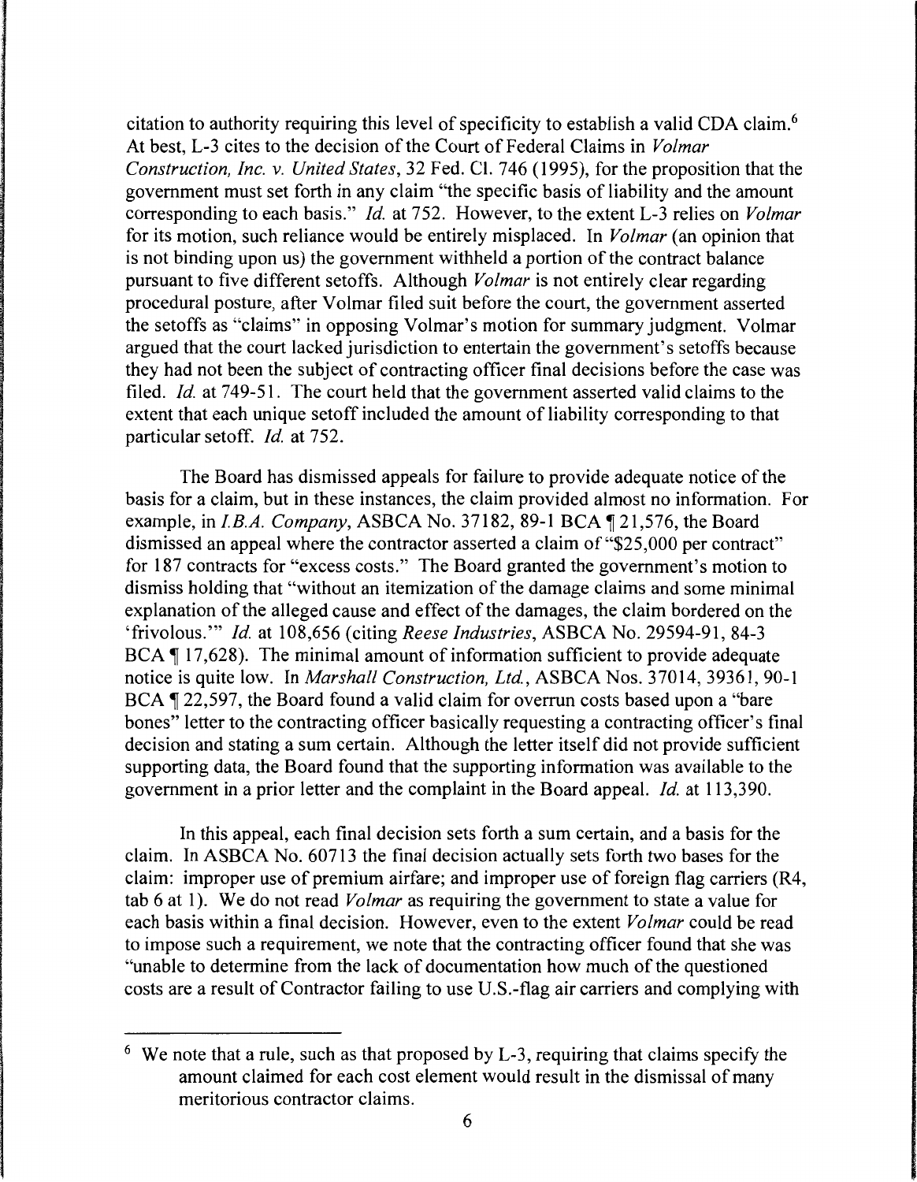citation to authority requiring this level of specificity to establish a valid CDA claim.[6] At best, L-3 cites to the decision of the Court of Federal Claims in *Volmar Construction, Inc. v. United States*, 32 Fed. Cl. 746 (1995), for the proposition that the government must set forth in any claim "the specific basis of liability and the amount corresponding to each basis." *Id.* at 752. However, to the extent L-3 relies on *Volmar* for its motion, such reliance would be entirely misplaced. In *Volmar* (an opinion that is not binding upon us) the government withheld a portion of the contract balance pursuant to five different setoffs. Although *Volmar* is not entirely clear regarding procedural posture, after Volmar filed suit before the court, the government asserted the setoffs as "claims" in opposing Volmar's motion for summary judgment. Volmar argued that the court lacked jurisdiction to entertain the government's setoffs because they had not been the subject of contracting officer final decisions before the case was filed. *Id.* at 749-51. The court held that the government asserted valid claims to the extent that each unique setoff included the amount of liability corresponding to that particular setoff. *Id.* at 752.

The Board has dismissed appeals for failure to provide adequate notice of the basis for a claim, but in these instances, the claim provided almost no information. For example, in *I.B.A. Company*, ASBCA No. 37182, 89-1 BCA ¶ 21,576, the Board dismissed an appeal where the contractor asserted a claim of "$25,000 per contract" for 187 contracts for "excess costs." The Board granted the government's motion to dismiss holding that "without an itemization of the damage claims and some minimal explanation of the alleged cause and effect of the damages, the claim bordered on the 'frivolous.'" *Id.* at 108,656 (citing *Reese Industries*, ASBCA No. 29594-91, 84-3 BCA ¶ 17,628). The minimal amount of information sufficient to provide adequate notice is quite low. In *Marshall Construction, Ltd.*, ASBCA Nos. 37014, 39361, 90-1 BCA ¶ 22,597, the Board found a valid claim for overrun costs based upon a "bare bones" letter to the contracting officer basically requesting a contracting officer's final decision and stating a sum certain. Although the letter itself did not provide sufficient supporting data, the Board found that the supporting information was available to the government in a prior letter and the complaint in the Board appeal. *Id.* at 113,390.

In this appeal, each final decision sets forth a sum certain, and a basis for the claim. In ASBCA No. 60713 the final decision actually sets forth two bases for the claim: improper use of premium airfare; and improper use of foreign flag carriers (R4, tab 6 at 1). We do not read *Volmar* as requiring the government to state a value for each basis within a final decision. However, even to the extent *Volmar* could be read to impose such a requirement, we note that the contracting officer found that she was "unable to determine from the lack of documentation how much of the questioned costs are a result of Contractor failing to use U.S.-flag air carriers and complying with

[6] We note that a rule, such as that proposed by L-3, requiring that claims specify the amount claimed for each cost element would result in the dismissal of many meritorious contractor claims.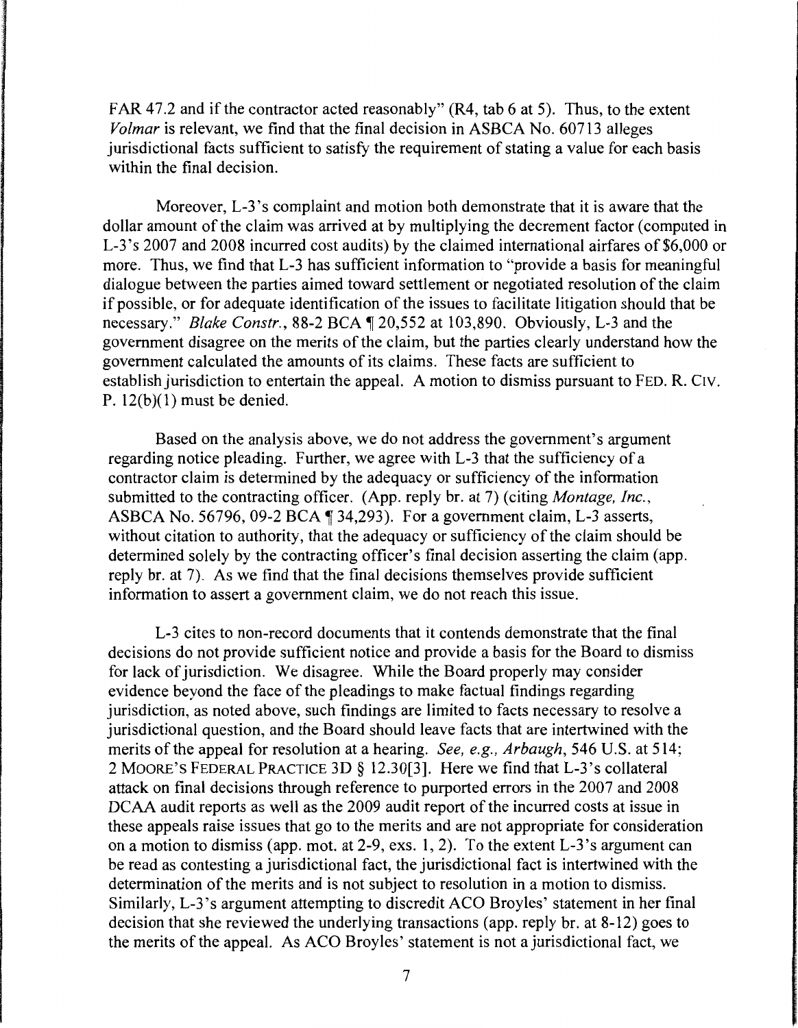FAR 47.2 and if the contractor acted reasonably" (R4, tab 6 at 5). Thus, to the extent *Volmar* is relevant, we find that the final decision in ASBCA No. 60713 alleges jurisdictional facts sufficient to satisfy the requirement of stating a value for each basis within the final decision.

Moreover, L-3's complaint and motion both demonstrate that it is aware that the dollar amount of the claim was arrived at by multiplying the decrement factor (computed in L-3's 2007 and 2008 incurred cost audits) by the claimed international airfares of $6,000 or more. Thus, we find that L-3 has sufficient information to "provide a basis for meaningful dialogue between the parties aimed toward settlement or negotiated resolution of the claim if possible, or for adequate identification of the issues to facilitate litigation should that be necessary." *Blake Constr.*, 88-2 BCA ¶ 20,552 at 103,890. Obviously, L-3 and the government disagree on the merits of the claim, but the parties clearly understand how the government calculated the amounts of its claims. These facts are sufficient to establish jurisdiction to entertain the appeal. A motion to dismiss pursuant to FED. R. CIV. P. 12(b)(1) must be denied.

Based on the analysis above, we do not address the government's argument regarding notice pleading. Further, we agree with L-3 that the sufficiency of a contractor claim is determined by the adequacy or sufficiency of the information submitted to the contracting officer. (App. reply br. at 7) (citing *Montage, Inc.*, ASBCA No. 56796, 09-2 BCA ¶ 34,293). For a government claim, L-3 asserts, without citation to authority, that the adequacy or sufficiency of the claim should be determined solely by the contracting officer's final decision asserting the claim (app. reply br. at 7). As we find that the final decisions themselves provide sufficient information to assert a government claim, we do not reach this issue.

L-3 cites to non-record documents that it contends demonstrate that the final decisions do not provide sufficient notice and provide a basis for the Board to dismiss for lack of jurisdiction. We disagree. While the Board properly may consider evidence beyond the face of the pleadings to make factual findings regarding jurisdiction, as noted above, such findings are limited to facts necessary to resolve a jurisdictional question, and the Board should leave facts that are intertwined with the merits of the appeal for resolution at a hearing. *See, e.g., Arbaugh*, 546 U.S. at 514; 2 MOORE'S FEDERAL PRACTICE 3D § 12.30[3]. Here we find that L-3's collateral attack on final decisions through reference to purported errors in the 2007 and 2008 DCAA audit reports as well as the 2009 audit report of the incurred costs at issue in these appeals raise issues that go to the merits and are not appropriate for consideration on a motion to dismiss (app. mot. at 2-9, exs. 1, 2). To the extent L-3's argument can be read as contesting a jurisdictional fact, the jurisdictional fact is intertwined with the determination of the merits and is not subject to resolution in a motion to dismiss. Similarly, L-3's argument attempting to discredit ACO Broyles' statement in her final decision that she reviewed the underlying transactions (app. reply br. at 8-12) goes to the merits of the appeal. As ACO Broyles' statement is not a jurisdictional fact, we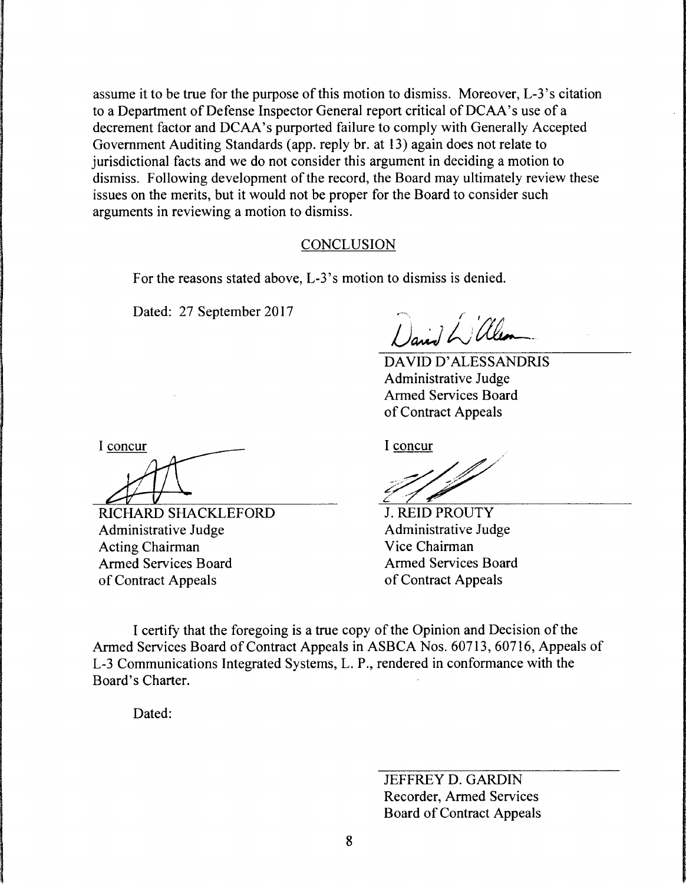assume it to be true for the purpose of this motion to dismiss. Moreover, L-3's citation to a Department of Defense Inspector General report critical of DCAA's use of a decrement factor and DCAA's purported failure to comply with Generally Accepted Government Auditing Standards (app. reply br. at 13) again does not relate to jurisdictional facts and we do not consider this argument in deciding a motion to dismiss. Following development of the record, the Board may ultimately review these issues on the merits, but it would not be proper for the Board to consider such arguments in reviewing a motion to dismiss.

## CONCLUSION

For the reasons stated above, L-3's motion to dismiss is denied.

Dated: 27 September 2017

DAVID D'ALESSANDRIS
Administrative Judge
Armed Services Board
of Contract Appeals

I concur

RICHARD SHACKLEFORD
Administrative Judge
Acting Chairman
Armed Services Board
of Contract Appeals

I concur

J. REID PROUTY
Administrative Judge
Vice Chairman
Armed Services Board
of Contract Appeals

I certify that the foregoing is a true copy of the Opinion and Decision of the Armed Services Board of Contract Appeals in ASBCA Nos. 60713, 60716, Appeals of L-3 Communications Integrated Systems, L. P., rendered in conformance with the Board's Charter.

Dated:

JEFFREY D. GARDIN
Recorder, Armed Services
Board of Contract Appeals